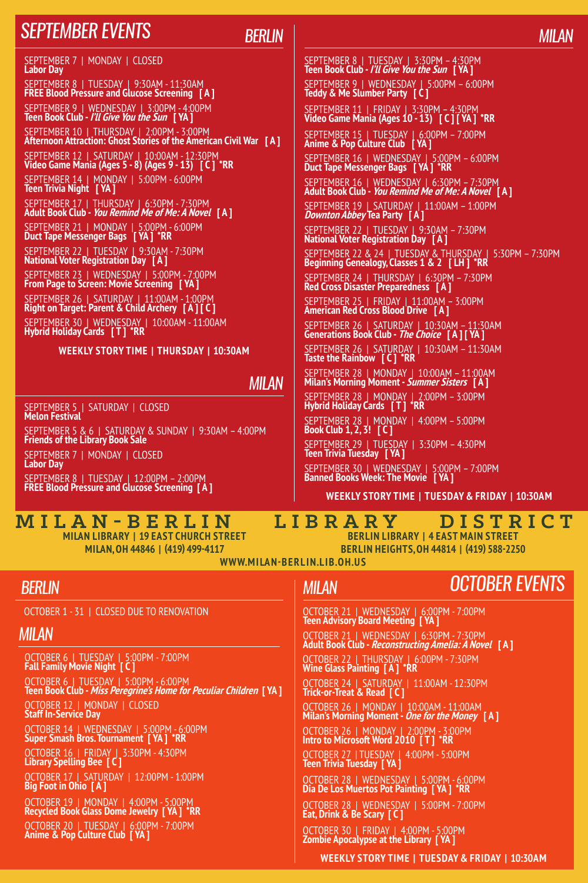# SEPTEMBER EVENTS

## BERLIN

SEPTEMBER 7 | MONDAY | CLOSED
**Labor Day**

SEPTEMBER 8 | TUESDAY | 9:30AM - 11:30AM
**FREE Blood Pressure and Glucose Screening [ A ]**

SEPTEMBER 9 | WEDNESDAY | 3:00PM - 4:00PM
**Teen Book Club - *I'll Give You the Sun* [ YA ]**

SEPTEMBER 10 | THURSDAY | 2:00PM - 3:00PM
**Afternoon Attraction: Ghost Stories of the American Civil War [ A ]**

SEPTEMBER 12 | SATURDAY | 10:00AM - 12:30PM
**Video Game Mania (Ages 5 - 8) (Ages 9 - 13) [ C ] *RR**

SEPTEMBER 14 | MONDAY | 5:00PM - 6:00PM
**Teen Trivia Night [ YA ]**

SEPTEMBER 17 | THURSDAY | 6:30PM - 7:30PM
**Adult Book Club - *You Remind Me of Me: A Novel* [ A ]**

SEPTEMBER 21 | MONDAY | 5:00PM - 6:00PM
**Duct Tape Messenger Bags [ YA ] *RR**

SEPTEMBER 22 | TUESDAY | 9:30AM - 7:30PM
**National Voter Registration Day [ A ]**

SEPTEMBER 23 | WEDNESDAY | 5:00PM - 7:00PM
**From Page to Screen: Movie Screening [ YA ]**

SEPTEMBER 26 | SATURDAY | 11:00AM - 1:00PM
**Right on Target: Parent & Child Archery [ A ] [ C ]**

SEPTEMBER 30 | WEDNESDAY | 10:00AM - 11:00AM
**Hybrid Holiday Cards [ T ] *RR**

**WEEKLY STORY TIME | THURSDAY | 10:30AM**

## MILAN

SEPTEMBER 5 | SATURDAY | CLOSED
**Melon Festival**

SEPTEMBER 5 & 6 | SATURDAY & SUNDAY | 9:30AM – 4:00PM
**Friends of the Library Book Sale**

SEPTEMBER 7 | MONDAY | CLOSED
**Labor Day**

SEPTEMBER 8 | TUESDAY | 12:00PM – 2:00PM
**FREE Blood Pressure and Glucose Screening [ A ]**

SEPTEMBER 8 | TUESDAY | 3:30PM – 4:30PM
**Teen Book Club - *I'll Give You the Sun* [ YA ]**

SEPTEMBER 9 | WEDNESDAY | 5:00PM – 6:00PM
**Teddy & Me Slumber Party [ C ]**

SEPTEMBER 11 | FRIDAY | 3:30PM – 4:30PM
**Video Game Mania (Ages 10 - 13) [ C ] [ YA ] *RR**

SEPTEMBER 15 | TUESDAY | 6:00PM – 7:00PM
**Anime & Pop Culture Club [ YA ]**

SEPTEMBER 16 | WEDNESDAY | 5:00PM – 6:00PM
**Duct Tape Messenger Bags [ YA ] *RR**

SEPTEMBER 16 | WEDNESDAY | 6:30PM – 7:30PM
**Adult Book Club - *You Remind Me of Me: A Novel* [ A ]**

SEPTEMBER 19 | SATURDAY | 11:00AM – 1:00PM
***Downton Abbey* Tea Party [ A ]**

SEPTEMBER 22 | TUESDAY | 9:30AM – 7:30PM
**National Voter Registration Day [ A ]**

SEPTEMBER 22 & 24 | TUESDAY & THURSDAY | 5:30PM – 7:30PM
**Beginning Genealogy, Classes 1 & 2 [ LH ] *RR**

SEPTEMBER 24 | THURSDAY | 6:30PM – 7:30PM
**Red Cross Disaster Preparedness [ A ]**

SEPTEMBER 25 | FRIDAY | 11:00AM – 3:00PM
**American Red Cross Blood Drive [ A ]**

SEPTEMBER 26 | SATURDAY | 10:30AM – 11:30AM
**Generations Book Club - *The Choice* [ A ] [ YA ]**

SEPTEMBER 26 | SATURDAY | 10:30AM – 11:30AM
**Taste the Rainbow [ C ] *RR**

SEPTEMBER 28 | MONDAY | 10:00AM – 11:00AM
**Milan's Morning Moment - *Summer Sisters* [ A ]**

SEPTEMBER 28 | MONDAY | 2:00PM – 3:00PM
**Hybrid Holiday Cards [ T ] *RR**

SEPTEMBER 28 | MONDAY | 4:00PM – 5:00PM
**Book Club 1, 2, 3! [ C ]**

SEPTEMBER 29 | TUESDAY | 3:30PM – 4:30PM
**Teen Trivia Tuesday [ YA ]**

SEPTEMBER 30 | WEDNESDAY | 5:00PM – 7:00PM
**Banned Books Week: The Movie [ YA ]**

**WEEKLY STORY TIME | TUESDAY & FRIDAY | 10:30AM**

# MILAN-BERLIN LIBRARY DISTRICT

**MILAN LIBRARY | 19 EAST CHURCH STREET**
**MILAN, OH 44846 | (419) 499-4117**

**BERLIN LIBRARY | 4 EAST MAIN STREET**
**BERLIN HEIGHTS, OH 44814 | (419) 588-2250**

**WWW.MILAN-BERLIN.LIB.OH.US**

# OCTOBER EVENTS

## BERLIN

OCTOBER 1 - 31 | CLOSED DUE TO RENOVATION

## MILAN

OCTOBER 6 | TUESDAY | 5:00PM - 7:00PM
**Fall Family Movie Night [ C ]**

OCTOBER 6 | TUESDAY | 5:00PM - 6:00PM
**Teen Book Club - *Miss Peregrine's Home for Peculiar Children* [ YA ]**

OCTOBER 12 | MONDAY | CLOSED
**Staff In-Service Day**

OCTOBER 14 | WEDNESDAY | 5:00PM - 6:00PM
**Super Smash Bros. Tournament [ YA ] *RR**

OCTOBER 16 | FRIDAY | 3:30PM - 4:30PM
**Library Spelling Bee [ C ]**

OCTOBER 17 | SATURDAY | 12:00PM - 1:00PM
**Big Foot in Ohio [ A ]**

OCTOBER 19 | MONDAY | 4:00PM - 5:00PM
**Recycled Book Glass Dome Jewelry [ YA ] *RR**

OCTOBER 20 | TUESDAY | 6:00PM - 7:00PM
**Anime & Pop Culture Club [ YA ]**

OCTOBER 21 | WEDNESDAY | 6:00PM - 7:00PM
**Teen Advisory Board Meeting [ YA ]**

OCTOBER 21 | WEDNESDAY | 6:30PM - 7:30PM
**Adult Book Club - *Reconstructing Amelia: A Novel* [ A ]**

OCTOBER 22 | THURSDAY | 6:00PM - 7:30PM
**Wine Glass Painting [ A ] *RR**

OCTOBER 24 | SATURDAY | 11:00AM - 12:30PM
**Trick-or-Treat & Read [ C ]**

OCTOBER 26 | MONDAY | 10:00AM - 11:00AM
**Milan's Morning Moment - *One for the Money* [ A ]**

OCTOBER 26 | MONDAY | 2:00PM - 3:00PM
**Intro to Microsoft Word 2010 [ T ] *RR**

OCTOBER 27 | TUESDAY | 4:00PM - 5:00PM
**Teen Trivia Tuesday [ YA ]**

OCTOBER 28 | WEDNESDAY | 5:00PM - 6:00PM
**Dia De Los Muertos Pot Painting [ YA ] *RR**

OCTOBER 28 | WEDNESDAY | 5:00PM - 7:00PM
**Eat, Drink & Be Scary [ C ]**

OCTOBER 30 | FRIDAY | 4:00PM - 5:00PM
**Zombie Apocalypse at the Library [ YA ]**

**WEEKLY STORY TIME | TUESDAY & FRIDAY | 10:30AM**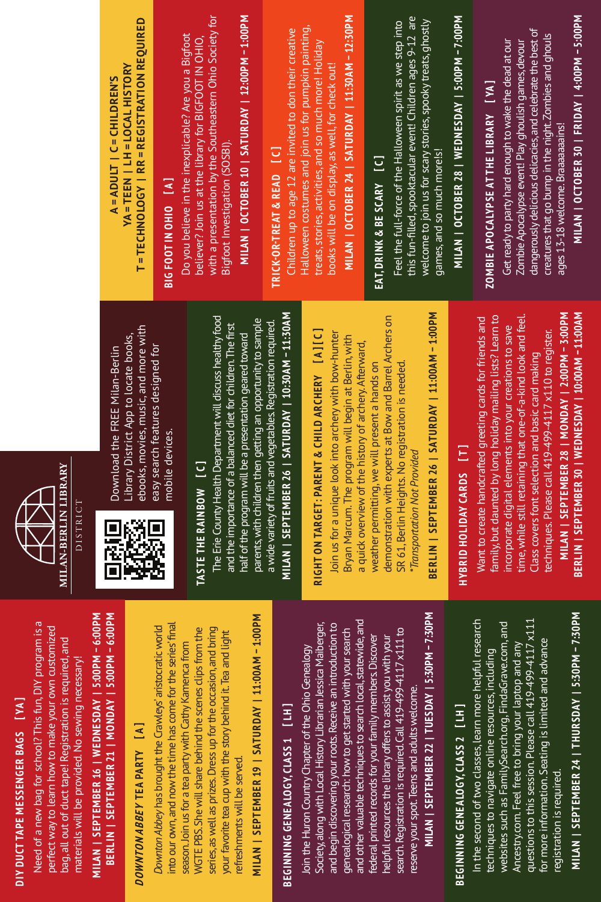# MILAN-BERLIN LIBRARY DISTRICT

Download the FREE Milan-Berlin Library District App to locate books, ebooks, movies, music, and more with easy search features designed for mobile devices.

**A = ADULT | C = CHILDREN'S**
**YA = TEEN | LH = LOCAL HISTORY**
**T = TECHNOLOGY | RR = REGISTRATION REQUIRED**

## DIY DUCT TAPE MESSENGER BAGS [YA]

Need of a new bag for school? This fun, DIY program is a perfect way to learn how to make your own customized bag, all out of duct tape! Registration is required, and materials will be provided. No sewing necessary!

**MILAN | SEPTEMBER 16 | WEDNESDAY | 5:00PM – 6:00PM**
**BERLIN | SEPTEMBER 21 | MONDAY | 5:00PM – 6:00PM**

## *DOWNTON ABBEY* TEA PARTY [A]

*Downton Abbey* has brought the Crawleys' aristocratic world into our own, and now the time has come for the series' final season. Join us for a tea party with Cathy Kamenca from WGTE PBS. She will share behind the scenes clips from the series, as well as prizes. Dress up for the occasion, and bring your favorite tea cup with the story behind it. Tea and light refreshments will be served.

**MILAN | SEPTEMBER 19 | SATURDAY | 11:00AM – 1:00PM**

## BEGINNING GENEALOGY, CLASS 1 [LH]

Join the Huron Country Chapter of the Ohio Genealogy Society, along with Local History Librarian Jessica Malberger, and begin discovering your roots. Receive an introduction to genealogical research: how to get started with your search and other valuable techniques to search local, statewide, and federal printed records for your family members. Discover helpful resources the library offers to assist you with your search. Registration is required. Call 419-499-4117 x111 to reserve your spot. Teens and adults welcome.

**MILAN | SEPTEMBER 22 | TUESDAY | 5:30PM – 7:30PM**

## BEGINNING GENEALOGY, CLASS 2 [LH]

In the second of two classes, learn more helpful research techniques to navigate online resources, including websites such as FamilySearch.org, FindaGrave.com, and Ancestry.com. Feel free to bring your laptop and any questions to this session. Please call 419-499-4117 x111 for more information. Seating is limited and advance registration is required.

**MILAN | SEPTEMBER 24 | THURSDAY | 5:30PM – 7:30PM**

## TASTE THE RAINBOW [C]

The Erie County Health Department will discuss healthy food and the importance of a balanced diet for children. The first half of the program will be a presentation geared toward parents, with children then getting an opportunity to sample a wide variety of fruits and vegetables. Registration required.

**MILAN | SEPTEMBER 26 | SATURDAY | 10:30AM – 11:30AM**

## RIGHT ON TARGET: PARENT & CHILD ARCHERY [A][C]

Join us for a unique look into archery with bow-hunter Bryan Marcum. The program will begin at Berlin, with a quick overview of the history of archery. Afterward, weather permitting, we will present a hands on demonstration with experts at Bow and Barrel Archers on SR 61, Berlin Heights. No registration is needed.
*\*Transportation Not Provided*

**BERLIN | SEPTEMBER 26 | SATURDAY | 11:00AM – 1:00PM**

## HYBRID HOLIDAY CARDS [T]

Want to create handcrafted greeting cards for friends and family, but daunted by long holiday mailing lists? Learn to incorporate digital elements into your creations to save time, while still retaining that one-of-a-kind look and feel. Class covers font selection and basic card making techniques. Please call 419-499-4117 x110 to register.

**MILAN | SEPTEMBER 28 | MONDAY | 2:00PM – 3:30PM**
**BERLIN | SEPTEMBER 30 | WEDNESDAY | 10:00AM – 11:00AM**

## BIG FOOT IN OHIO [A]

Do you believe in the inexplicable? Are you a Bigfoot believer? Join us at the library for BIGFOOT IN OHIO, with a presentation by the Southeastern Ohio Society for Bigfoot Investigation (SOSBI).

**MILAN | OCTOBER 10 | SATURDAY | 12:00PM – 1:00PM**

## TRICK-OR-TREAT & READ [C]

Children up to age 12 are invited to don their creative Halloween costumes and join us for pumpkin painting, treats, stories, activities, and so much more! Holiday books will be on display, as well, for check out!

**MILAN | OCTOBER 24 | SATURDAY | 11:30AM – 12:30PM**

## EAT, DRINK & BE SCARY [C]

Feel the full-force of the Halloween spirit as we step into this fun-filled, spooktacular event! Children ages 9-12 are welcome to join us for scary stories, spooky treats, ghostly games, and so much more!s!

**MILAN | OCTOBER 28 | WEDNESDAY | 5:00PM – 7:00PM**

## ZOMBIE APOCALYPSE AT THE LIBRARY [YA]

Get ready to party hard enough to wake the dead at our Zombie Apocalypse event! Play ghoulish games, devour dangerously delicious delicacies, and celebrate the best of creatures that go bump in the night. Zombies and ghouls ages 13-18 welcome. Braaaaaains!

**MILAN | OCTOBER 30 | FRIDAY | 4:00PM – 5:00PM**